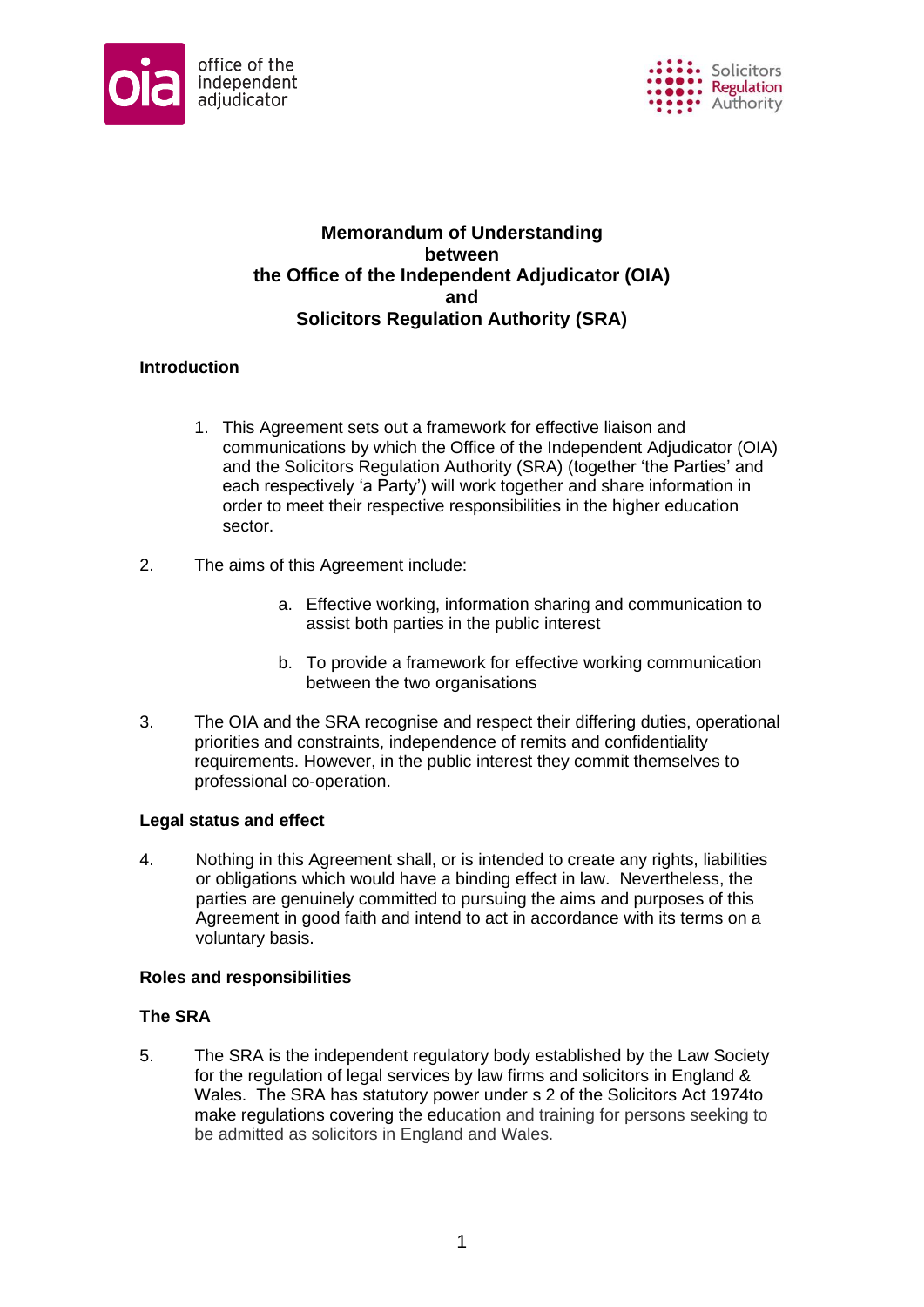office of the independent adjudicator

Solicitors Regulation Authority

**Memorandum of Understanding**
**between**
**the Office of the Independent Adjudicator (OIA)**
**and**
**Solicitors Regulation Authority (SRA)**

## Introduction

1. This Agreement sets out a framework for effective liaison and communications by which the Office of the Independent Adjudicator (OIA) and the Solicitors Regulation Authority (SRA) (together 'the Parties' and each respectively 'a Party') will work together and share information in order to meet their respective responsibilities in the higher education sector.

2. The aims of this Agreement include:

   a. Effective working, information sharing and communication to assist both parties in the public interest

   b. To provide a framework for effective working communication between the two organisations

3. The OIA and the SRA recognise and respect their differing duties, operational priorities and constraints, independence of remits and confidentiality requirements. However, in the public interest they commit themselves to professional co-operation.

## Legal status and effect

4. Nothing in this Agreement shall, or is intended to create any rights, liabilities or obligations which would have a binding effect in law. Nevertheless, the parties are genuinely committed to pursuing the aims and purposes of this Agreement in good faith and intend to act in accordance with its terms on a voluntary basis.

## Roles and responsibilities

### The SRA

5. The SRA is the independent regulatory body established by the Law Society for the regulation of legal services by law firms and solicitors in England & Wales. The SRA has statutory power under s 2 of the Solicitors Act 1974to make regulations covering the education and training for persons seeking to be admitted as solicitors in England and Wales.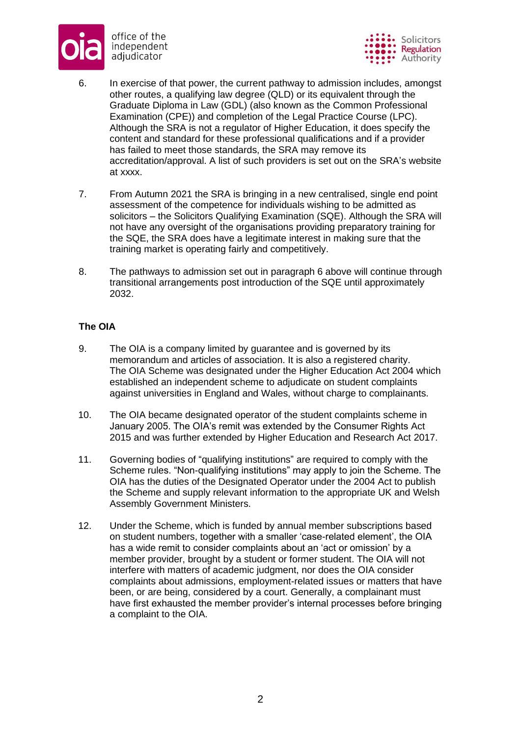6. In exercise of that power, the current pathway to admission includes, amongst other routes, a qualifying law degree (QLD) or its equivalent through the Graduate Diploma in Law (GDL) (also known as the Common Professional Examination (CPE)) and completion of the Legal Practice Course (LPC). Although the SRA is not a regulator of Higher Education, it does specify the content and standard for these professional qualifications and if a provider has failed to meet those standards, the SRA may remove its accreditation/approval. A list of such providers is set out on the SRA's website at xxxx.

7. From Autumn 2021 the SRA is bringing in a new centralised, single end point assessment of the competence for individuals wishing to be admitted as solicitors – the Solicitors Qualifying Examination (SQE). Although the SRA will not have any oversight of the organisations providing preparatory training for the SQE, the SRA does have a legitimate interest in making sure that the training market is operating fairly and competitively.

8. The pathways to admission set out in paragraph 6 above will continue through transitional arrangements post introduction of the SQE until approximately 2032.

**The OIA**

9. The OIA is a company limited by guarantee and is governed by its memorandum and articles of association. It is also a registered charity. The OIA Scheme was designated under the Higher Education Act 2004 which established an independent scheme to adjudicate on student complaints against universities in England and Wales, without charge to complainants.

10. The OIA became designated operator of the student complaints scheme in January 2005. The OIA's remit was extended by the Consumer Rights Act 2015 and was further extended by Higher Education and Research Act 2017.

11. Governing bodies of "qualifying institutions" are required to comply with the Scheme rules. "Non-qualifying institutions" may apply to join the Scheme. The OIA has the duties of the Designated Operator under the 2004 Act to publish the Scheme and supply relevant information to the appropriate UK and Welsh Assembly Government Ministers.

12. Under the Scheme, which is funded by annual member subscriptions based on student numbers, together with a smaller 'case-related element', the OIA has a wide remit to consider complaints about an 'act or omission' by a member provider, brought by a student or former student. The OIA will not interfere with matters of academic judgment, nor does the OIA consider complaints about admissions, employment-related issues or matters that have been, or are being, considered by a court. Generally, a complainant must have first exhausted the member provider's internal processes before bringing a complaint to the OIA.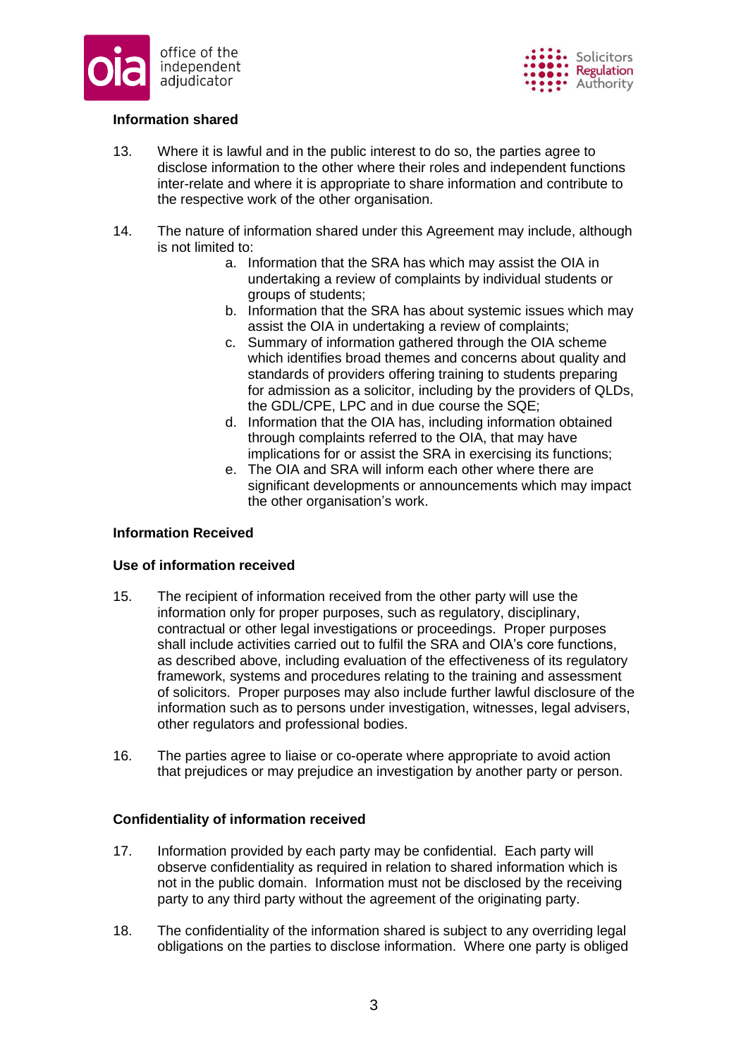**Information shared**

13. Where it is lawful and in the public interest to do so, the parties agree to disclose information to the other where their roles and independent functions inter-relate and where it is appropriate to share information and contribute to the respective work of the other organisation.

14. The nature of information shared under this Agreement may include, although is not limited to:
    a. Information that the SRA has which may assist the OIA in undertaking a review of complaints by individual students or groups of students;
    b. Information that the SRA has about systemic issues which may assist the OIA in undertaking a review of complaints;
    c. Summary of information gathered through the OIA scheme which identifies broad themes and concerns about quality and standards of providers offering training to students preparing for admission as a solicitor, including by the providers of QLDs, the GDL/CPE, LPC and in due course the SQE;
    d. Information that the OIA has, including information obtained through complaints referred to the OIA, that may have implications for or assist the SRA in exercising its functions;
    e. The OIA and SRA will inform each other where there are significant developments or announcements which may impact the other organisation's work.

**Information Received**

**Use of information received**

15. The recipient of information received from the other party will use the information only for proper purposes, such as regulatory, disciplinary, contractual or other legal investigations or proceedings. Proper purposes shall include activities carried out to fulfil the SRA and OIA's core functions, as described above, including evaluation of the effectiveness of its regulatory framework, systems and procedures relating to the training and assessment of solicitors. Proper purposes may also include further lawful disclosure of the information such as to persons under investigation, witnesses, legal advisers, other regulators and professional bodies.

16. The parties agree to liaise or co-operate where appropriate to avoid action that prejudices or may prejudice an investigation by another party or person.

**Confidentiality of information received**

17. Information provided by each party may be confidential. Each party will observe confidentiality as required in relation to shared information which is not in the public domain. Information must not be disclosed by the receiving party to any third party without the agreement of the originating party.

18. The confidentiality of the information shared is subject to any overriding legal obligations on the parties to disclose information. Where one party is obliged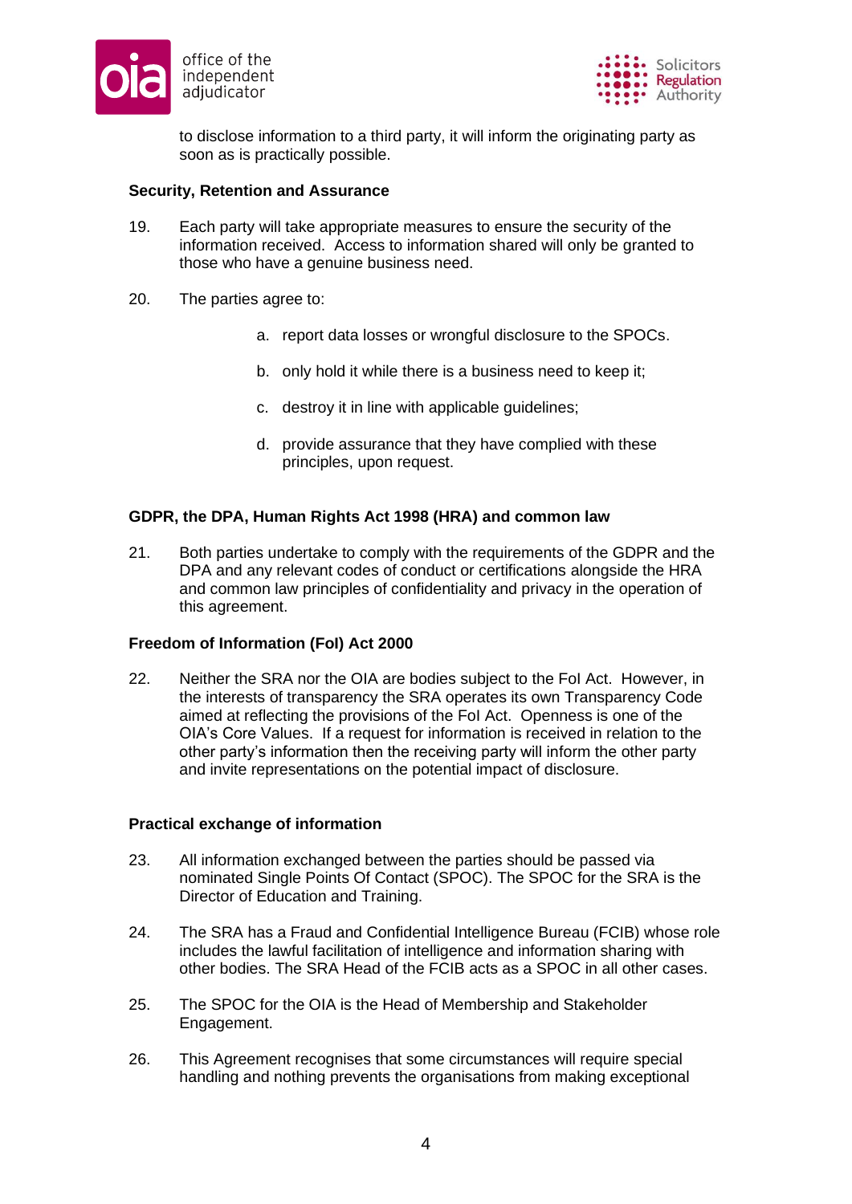to disclose information to a third party, it will inform the originating party as soon as is practically possible.

**Security, Retention and Assurance**

19. Each party will take appropriate measures to ensure the security of the information received. Access to information shared will only be granted to those who have a genuine business need.

20. The parties agree to:

    a. report data losses or wrongful disclosure to the SPOCs.

    b. only hold it while there is a business need to keep it;

    c. destroy it in line with applicable guidelines;

    d. provide assurance that they have complied with these principles, upon request.

**GDPR, the DPA, Human Rights Act 1998 (HRA) and common law**

21. Both parties undertake to comply with the requirements of the GDPR and the DPA and any relevant codes of conduct or certifications alongside the HRA and common law principles of confidentiality and privacy in the operation of this agreement.

**Freedom of Information (FoI) Act 2000**

22. Neither the SRA nor the OIA are bodies subject to the FoI Act. However, in the interests of transparency the SRA operates its own Transparency Code aimed at reflecting the provisions of the FoI Act. Openness is one of the OIA's Core Values. If a request for information is received in relation to the other party's information then the receiving party will inform the other party and invite representations on the potential impact of disclosure.

**Practical exchange of information**

23. All information exchanged between the parties should be passed via nominated Single Points Of Contact (SPOC). The SPOC for the SRA is the Director of Education and Training.

24. The SRA has a Fraud and Confidential Intelligence Bureau (FCIB) whose role includes the lawful facilitation of intelligence and information sharing with other bodies. The SRA Head of the FCIB acts as a SPOC in all other cases.

25. The SPOC for the OIA is the Head of Membership and Stakeholder Engagement.

26. This Agreement recognises that some circumstances will require special handling and nothing prevents the organisations from making exceptional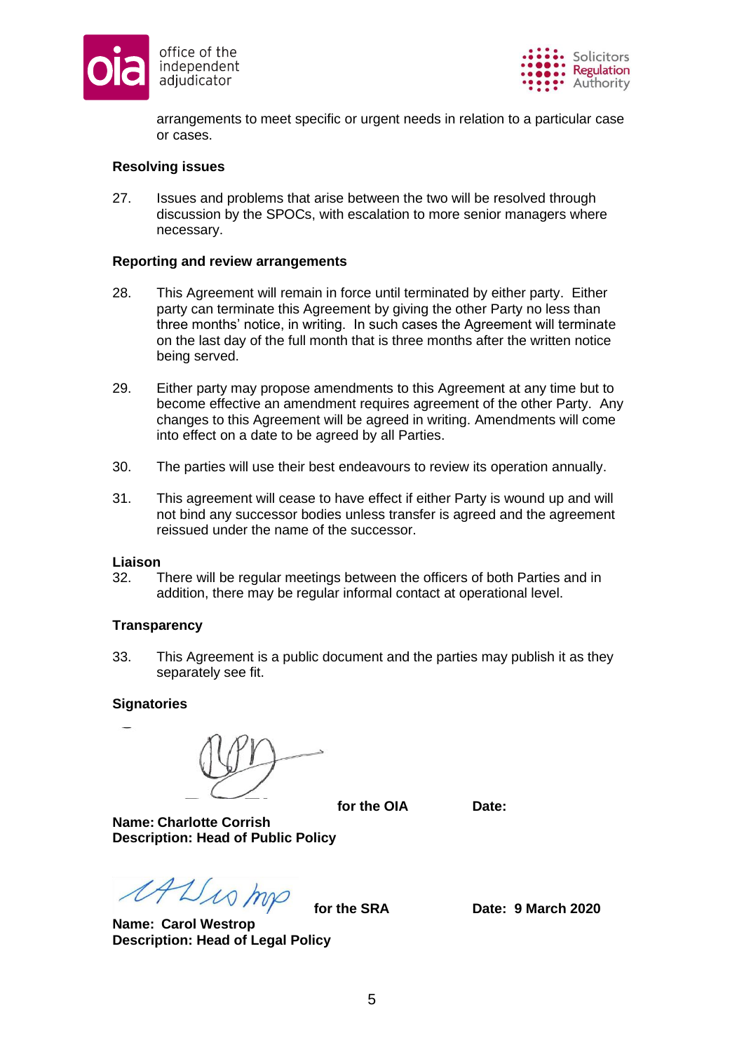arrangements to meet specific or urgent needs in relation to a particular case or cases.

**Resolving issues**

27. Issues and problems that arise between the two will be resolved through discussion by the SPOCs, with escalation to more senior managers where necessary.

**Reporting and review arrangements**

28. This Agreement will remain in force until terminated by either party. Either party can terminate this Agreement by giving the other Party no less than three months' notice, in writing. In such cases the Agreement will terminate on the last day of the full month that is three months after the written notice being served.

29. Either party may propose amendments to this Agreement at any time but to become effective an amendment requires agreement of the other Party. Any changes to this Agreement will be agreed in writing. Amendments will come into effect on a date to be agreed by all Parties.

30. The parties will use their best endeavours to review its operation annually.

31. This agreement will cease to have effect if either Party is wound up and will not bind any successor bodies unless transfer is agreed and the agreement reissued under the name of the successor.

**Liaison**

32. There will be regular meetings between the officers of both Parties and in addition, there may be regular informal contact at operational level.

**Transparency**

33. This Agreement is a public document and the parties may publish it as they separately see fit.

**Signatories**

**for the OIA** **Date:**

**Name: Charlotte Corrish**
**Description: Head of Public Policy**

**for the SRA** **Date: 9 March 2020**

**Name: Carol Westrop**
**Description: Head of Legal Policy**